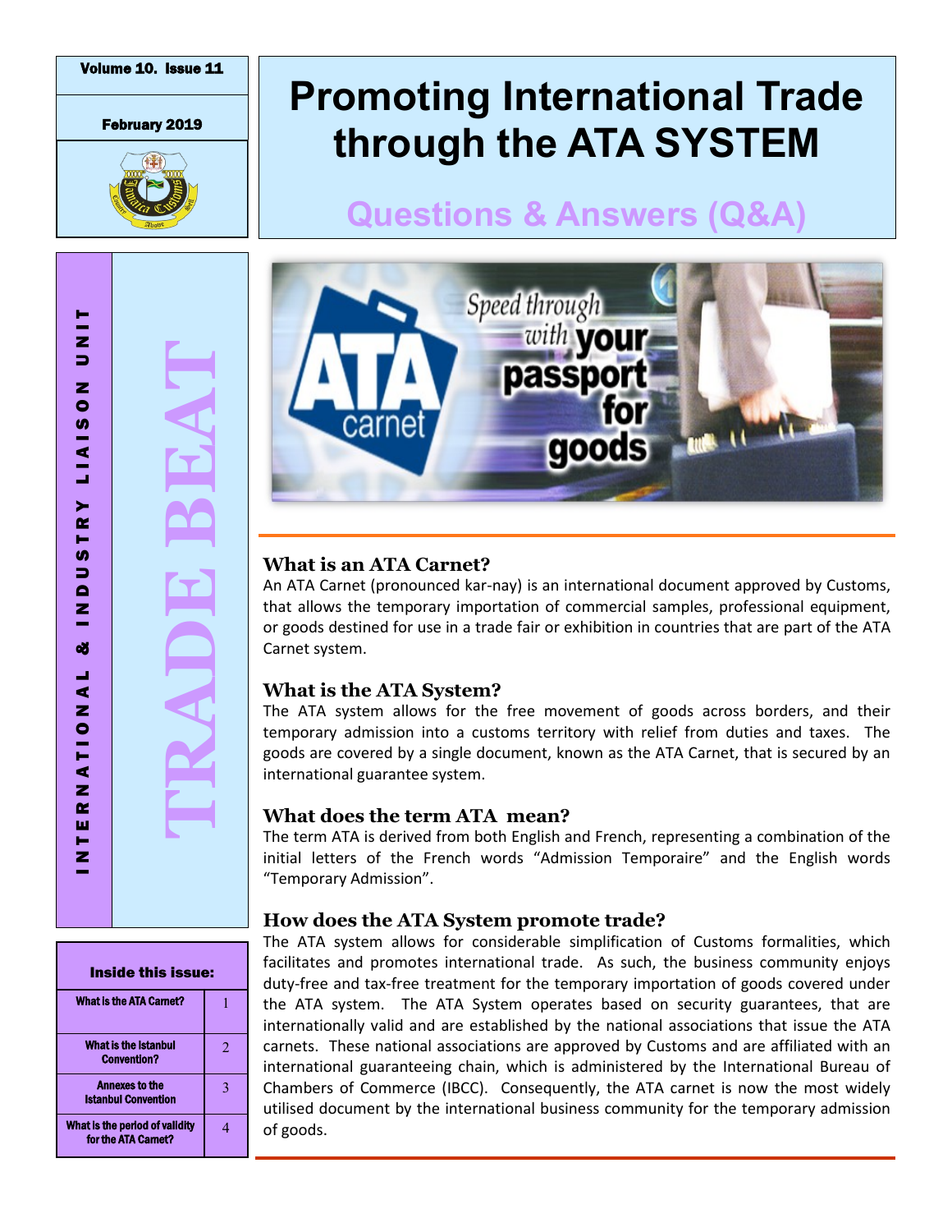Volume 10. Issue 11

February 2019

# Promoting International Trade through the ATA SYSTEM

## Questions & Answers (Q&A)

INTERNATIONAL & INDUSTRY LIAISON UNIT

TRADE BEAT

### What is an ATA Carnet?

An ATA Carnet (pronounced kar-nay) is an international document approved by Customs, that allows the temporary importation of commercial samples, professional equipment, or goods destined for use in a trade fair or exhibition in countries that are part of the ATA Carnet system.

### What is the ATA System?

The ATA system allows for the free movement of goods across borders, and their temporary admission into a customs territory with relief from duties and taxes. The goods are covered by a single document, known as the ATA Carnet, that is secured by an international guarantee system.

### What does the term ATA mean?

The term ATA is derived from both English and French, representing a combination of the initial letters of the French words "Admission Temporaire" and the English words "Temporary Admission".

### How does the ATA System promote trade?

The ATA system allows for considerable simplification of Customs formalities, which facilitates and promotes international trade. As such, the business community enjoys duty-free and tax-free treatment for the temporary importation of goods covered under the ATA system. The ATA System operates based on security guarantees, that are internationally valid and are established by the national associations that issue the ATA carnets. These national associations are approved by Customs and are affiliated with an international guaranteeing chain, which is administered by the International Bureau of Chambers of Commerce (IBCC). Consequently, the ATA carnet is now the most widely utilised document by the international business community for the temporary admission of goods.

| Inside this issue: | |
|---|---|
| What is the ATA Carnet? | 1 |
| What is the Istanbul Convention? | 2 |
| Annexes to the Istanbul Convention | 3 |
| What is the period of validity for the ATA Carnet? | 4 |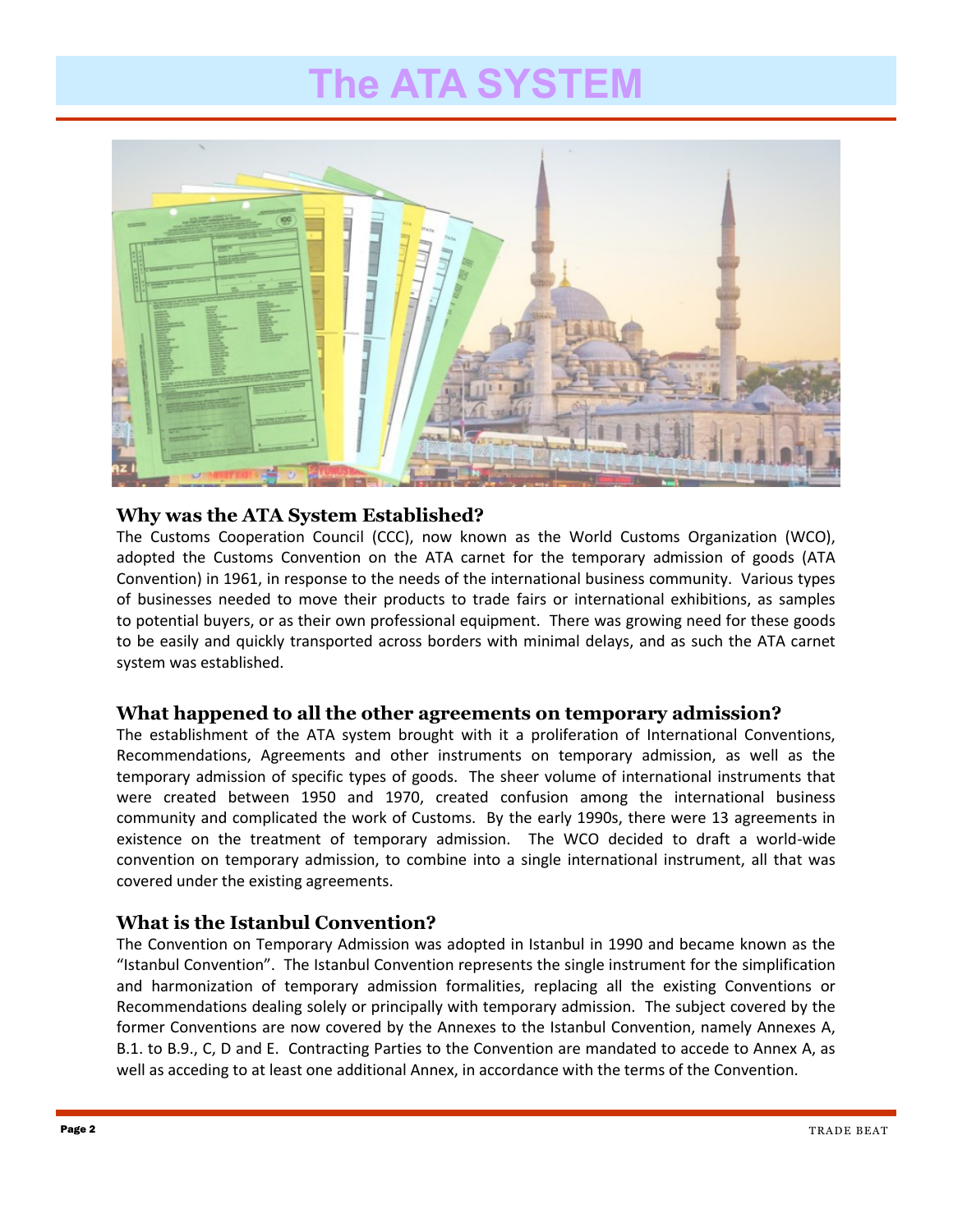# The ATA SYSTEM

## Why was the ATA System Established?

The Customs Cooperation Council (CCC), now known as the World Customs Organization (WCO), adopted the Customs Convention on the ATA carnet for the temporary admission of goods (ATA Convention) in 1961, in response to the needs of the international business community. Various types of businesses needed to move their products to trade fairs or international exhibitions, as samples to potential buyers, or as their own professional equipment. There was growing need for these goods to be easily and quickly transported across borders with minimal delays, and as such the ATA carnet system was established.

## What happened to all the other agreements on temporary admission?

The establishment of the ATA system brought with it a proliferation of International Conventions, Recommendations, Agreements and other instruments on temporary admission, as well as the temporary admission of specific types of goods. The sheer volume of international instruments that were created between 1950 and 1970, created confusion among the international business community and complicated the work of Customs. By the early 1990s, there were 13 agreements in existence on the treatment of temporary admission. The WCO decided to draft a world-wide convention on temporary admission, to combine into a single international instrument, all that was covered under the existing agreements.

## What is the Istanbul Convention?

The Convention on Temporary Admission was adopted in Istanbul in 1990 and became known as the "Istanbul Convention". The Istanbul Convention represents the single instrument for the simplification and harmonization of temporary admission formalities, replacing all the existing Conventions or Recommendations dealing solely or principally with temporary admission. The subject covered by the former Conventions are now covered by the Annexes to the Istanbul Convention, namely Annexes A, B.1. to B.9., C, D and E. Contracting Parties to the Convention are mandated to accede to Annex A, as well as acceding to at least one additional Annex, in accordance with the terms of the Convention.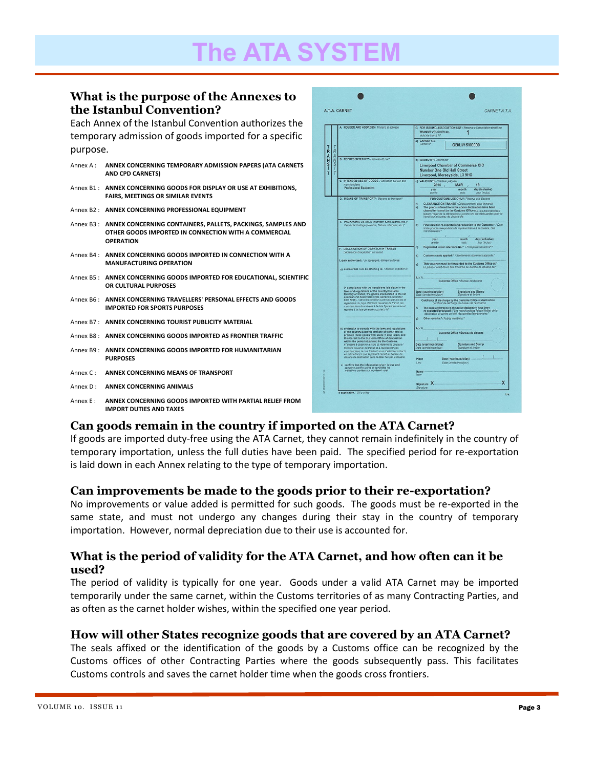# The ATA SYSTEM

## What is the purpose of the Annexes to the Istanbul Convention?

Each Annex of the Istanbul Convention authorizes the temporary admission of goods imported for a specific purpose.

- Annex A : **ANNEX CONCERNING TEMPORARY ADMISSION PAPERS (ATA CARNETS AND CPD CARNETS)**
- Annex B1 : **ANNEX CONCERNING GOODS FOR DISPLAY OR USE AT EXHIBITIONS, FAIRS, MEETINGS OR SIMILAR EVENTS**
- Annex B2 : **ANNEX CONCERNING PROFESSIONAL EQUIPMENT**
- Annex B3 : **ANNEX CONCERNING CONTAINERS, PALLETS, PACKINGS, SAMPLES AND OTHER GOODS IMPORTED IN CONNECTION WITH A COMMERCIAL OPERATION**
- Annex B4 : **ANNEX CONCERNING GOODS IMPORTED IN CONNECTION WITH A MANUFACTURING OPERATION**
- Annex B5 : **ANNEX CONCERNING GOODS IMPORTED FOR EDUCATIONAL, SCIENTIFIC OR CULTURAL PURPOSES**
- Annex B6 : **ANNEX CONCERNING TRAVELLERS' PERSONAL EFFECTS AND GOODS IMPORTED FOR SPORTS PURPOSES**
- Annex B7 : **ANNEX CONCERNING TOURIST PUBLICITY MATERIAL**
- Annex B8 : **ANNEX CONCERNING GOODS IMPORTED AS FRONTIER TRAFFIC**
- Annex B9 : **ANNEX CONCERNING GOODS IMPORTED FOR HUMANITARIAN PURPOSES**
- Annex C : **ANNEX CONCERNING MEANS OF TRANSPORT**
- Annex D : **ANNEX CONCERNING ANIMALS**
- Annex E : **ANNEX CONCERNING GOODS IMPORTED WITH PARTIAL RELIEF FROM IMPORT DUTIES AND TAXES**

## Can goods remain in the country if imported on the ATA Carnet?

If goods are imported duty-free using the ATA Carnet, they cannot remain indefinitely in the country of temporary importation, unless the full duties have been paid. The specified period for re-exportation is laid down in each Annex relating to the type of temporary importation.

## Can improvements be made to the goods prior to their re-exportation?

No improvements or value added is permitted for such goods. The goods must be re-exported in the same state, and must not undergo any changes during their stay in the country of temporary importation. However, normal depreciation due to their use is accounted for.

## What is the period of validity for the ATA Carnet, and how often can it be used?

The period of validity is typically for one year. Goods under a valid ATA Carnet may be imported temporarily under the same carnet, within the Customs territories of as many Contracting Parties, and as often as the carnet holder wishes, within the specified one year period.

## How will other States recognize goods that are covered by an ATA Carnet?

The seals affixed or the identification of the goods by a Customs office can be recognized by the Customs offices of other Contracting Parties where the goods subsequently pass. This facilitates Customs controls and saves the carnet holder time when the goods cross frontiers.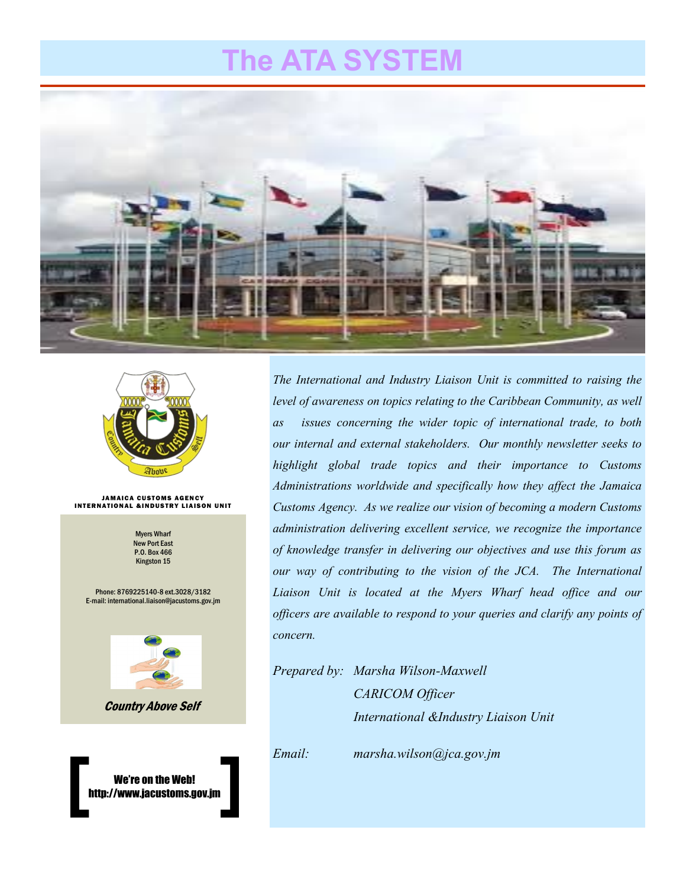# The ATA SYSTEM

JAMAICA CUSTOMS AGENCY
INTERNATIONAL &INDUSTRY LIAISON UNIT

Myers Wharf
New Port East
P.O. Box 466
Kingston 15

Phone: 8769225140-8 ext.3028/3182
E-mail: international.liaison@jacustoms.gov.jm

***Country Above Self***

**We're on the Web!**
**http://www.jacustoms.gov.jm**

*The International and Industry Liaison Unit is committed to raising the level of awareness on topics relating to the Caribbean Community, as well as issues concerning the wider topic of international trade, to both our internal and external stakeholders. Our monthly newsletter seeks to highlight global trade topics and their importance to Customs Administrations worldwide and specifically how they affect the Jamaica Customs Agency. As we realize our vision of becoming a modern Customs administration delivering excellent service, we recognize the importance of knowledge transfer in delivering our objectives and use this forum as our way of contributing to the vision of the JCA. The International Liaison Unit is located at the Myers Wharf head office and our officers are available to respond to your queries and clarify any points of concern.*

*Prepared by: Marsha Wilson-Maxwell*
*CARICOM Officer*
*International &Industry Liaison Unit*

*Email: marsha.wilson@jca.gov.jm*